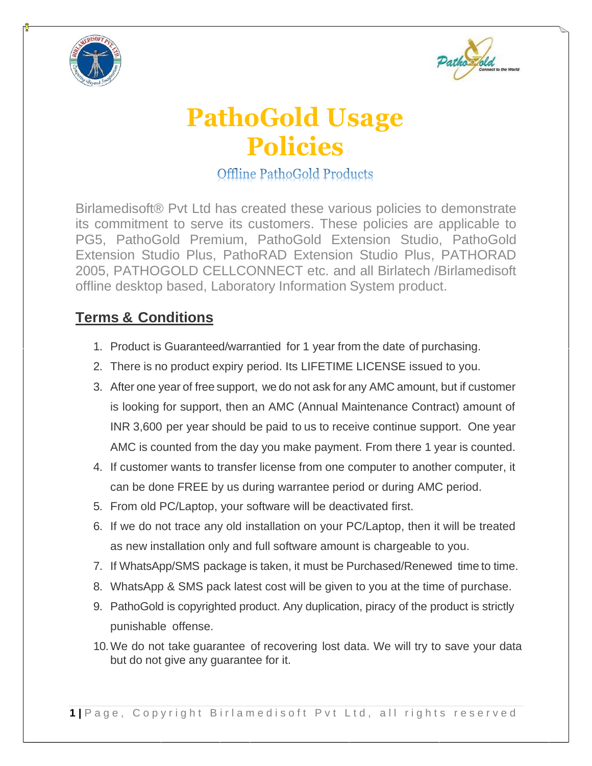# PathoGold Usage Policies

## Offline PathoGold Products

Birlamedisoft® Pvt Ltd has created these various policies to demonstrate its commitment to serve its customers. These policies are applicable to PG5, PathoGold Premium, PathoGold Extension Studio, PathoGold Extension Studio Plus, PathoRAD Extension Studio Plus, PATHORAD 2005, PATHOGOLD CELLCONNECT etc. and all Birlatech /Birlamedisoft offline desktop based, Laboratory Information System product.

## Terms & Conditions

1. Product is Guaranteed/warrantied for 1 year from the date of purchasing.
2. There is no product expiry period. Its LIFETIME LICENSE issued to you.
3. After one year of free support, we do not ask for any AMC amount, but if customer is looking for support, then an AMC (Annual Maintenance Contract) amount of INR 3,600 per year should be paid to us to receive continue support. One year AMC is counted from the day you make payment. From there 1 year is counted.
4. If customer wants to transfer license from one computer to another computer, it can be done FREE by us during warrantee period or during AMC period.
5. From old PC/Laptop, your software will be deactivated first.
6. If we do not trace any old installation on your PC/Laptop, then it will be treated as new installation only and full software amount is chargeable to you.
7. If WhatsApp/SMS package is taken, it must be Purchased/Renewed time to time.
8. WhatsApp & SMS pack latest cost will be given to you at the time of purchase.
9. PathoGold is copyrighted product. Any duplication, piracy of the product is strictly punishable offense.
10. We do not take guarantee of recovering lost data. We will try to save your data but do not give any guarantee for it.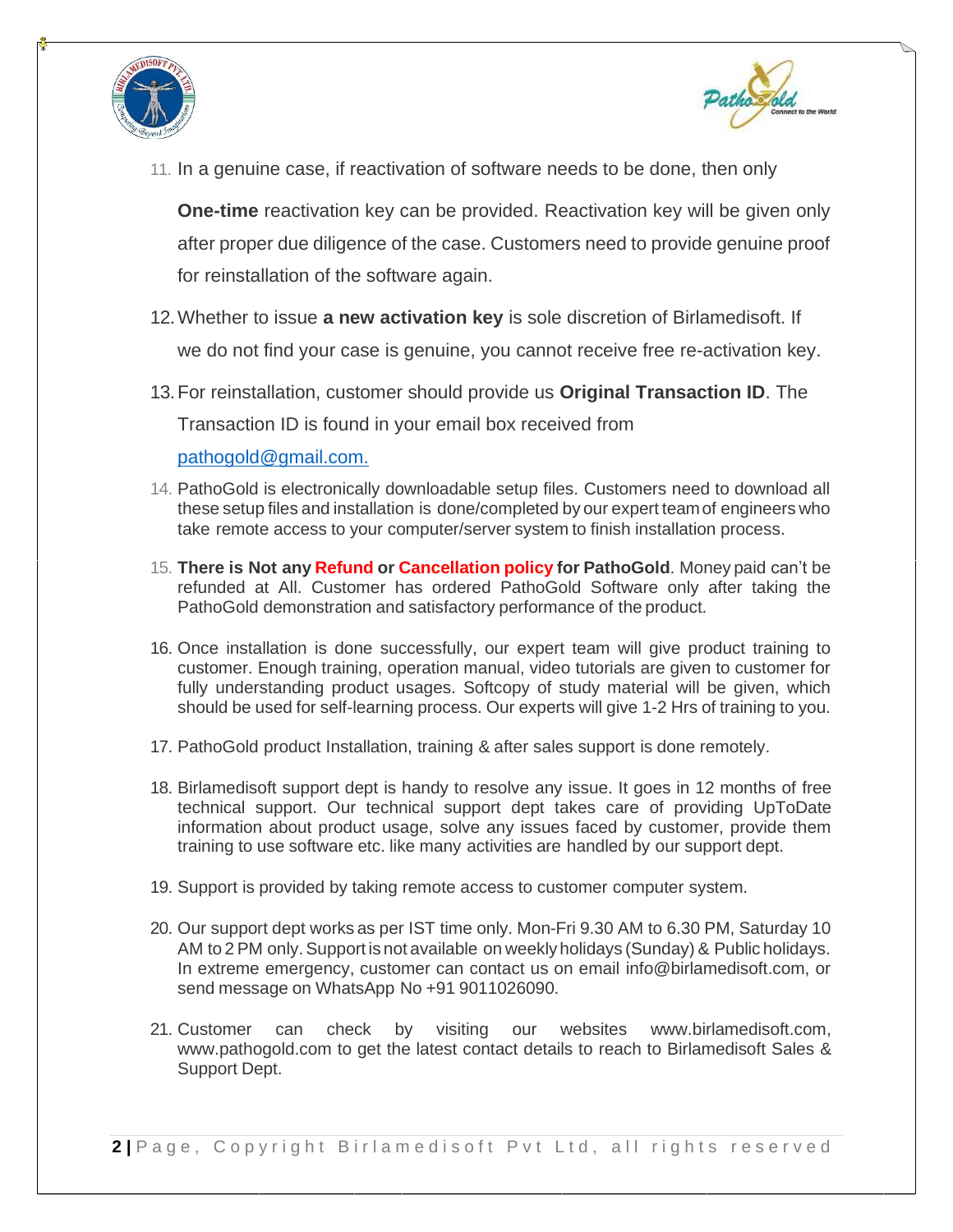11. In a genuine case, if reactivation of software needs to be done, then only **One-time** reactivation key can be provided. Reactivation key will be given only after proper due diligence of the case. Customers need to provide genuine proof for reinstallation of the software again.
12. Whether to issue **a new activation key** is sole discretion of Birlamedisoft. If we do not find your case is genuine, you cannot receive free re-activation key.
13. For reinstallation, customer should provide us **Original Transaction ID**. The Transaction ID is found in your email box received from pathogold@gmail.com.
14. PathoGold is electronically downloadable setup files. Customers need to download all these setup files and installation is done/completed by our expert team of engineers who take remote access to your computer/server system to finish installation process.
15. **There is Not any Refund or Cancellation policy for PathoGold**. Money paid can't be refunded at All. Customer has ordered PathoGold Software only after taking the PathoGold demonstration and satisfactory performance of the product.
16. Once installation is done successfully, our expert team will give product training to customer. Enough training, operation manual, video tutorials are given to customer for fully understanding product usages. Softcopy of study material will be given, which should be used for self-learning process. Our experts will give 1-2 Hrs of training to you.
17. PathoGold product Installation, training & after sales support is done remotely.
18. Birlamedisoft support dept is handy to resolve any issue. It goes in 12 months of free technical support. Our technical support dept takes care of providing UpToDate information about product usage, solve any issues faced by customer, provide them training to use software etc. like many activities are handled by our support dept.
19. Support is provided by taking remote access to customer computer system.
20. Our support dept works as per IST time only. Mon-Fri 9.30 AM to 6.30 PM, Saturday 10 AM to 2 PM only. Support is not available on weekly holidays (Sunday) & Public holidays. In extreme emergency, customer can contact us on email info@birlamedisoft.com, or send message on WhatsApp No +91 9011026090.
21. Customer can check by visiting our websites www.birlamedisoft.com, www.pathogold.com to get the latest contact details to reach to Birlamedisoft Sales & Support Dept.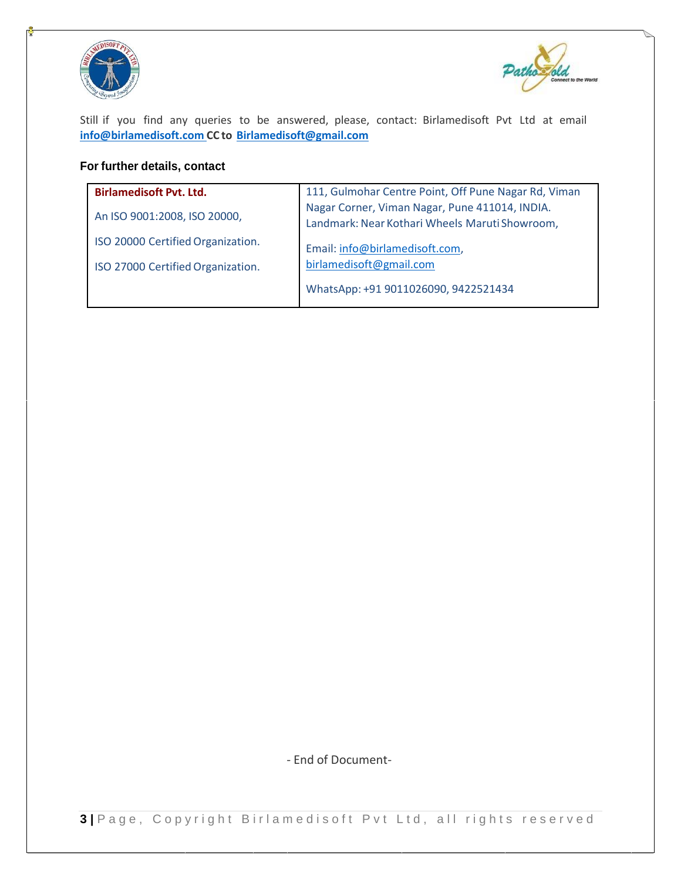Still if you find any queries to be answered, please, contact: Birlamedisoft Pvt Ltd at email **info@birlamedisoft.com** **CC to** **Birlamedisoft@gmail.com**

### For further details, contact

| | |
|---|---|
| **Birlamedisoft Pvt. Ltd.**<br>An ISO 9001:2008, ISO 20000,<br>ISO 20000 Certified Organization.<br>ISO 27000 Certified Organization. | 111, Gulmohar Centre Point, Off Pune Nagar Rd, Viman Nagar Corner, Viman Nagar, Pune 411014, INDIA. Landmark: Near Kothari Wheels Maruti Showroom,<br>Email: info@birlamedisoft.com, birlamedisoft@gmail.com<br>WhatsApp: +91 9011026090, 9422521434 |

- End of Document-